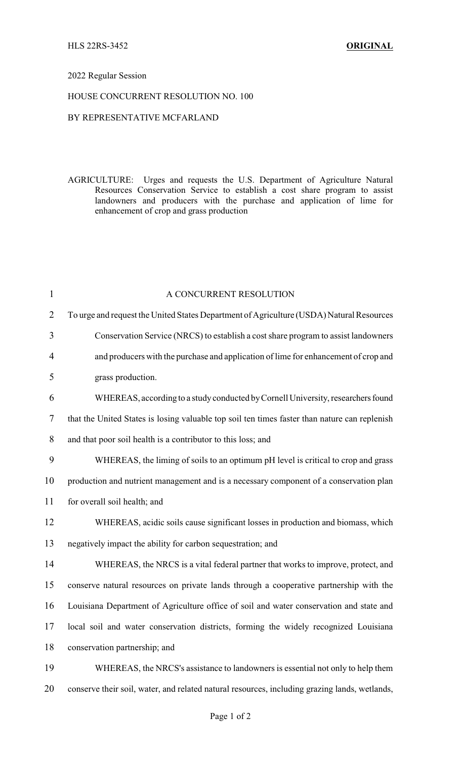HLS 22RS-3452 **ORIGINAL**

2022 Regular Session

HOUSE CONCURRENT RESOLUTION NO. 100

BY REPRESENTATIVE MCFARLAND

AGRICULTURE: Urges and requests the U.S. Department of Agriculture Natural Resources Conservation Service to establish a cost share program to assist landowners and producers with the purchase and application of lime for enhancement of crop and grass production

A CONCURRENT RESOLUTION

To urge and request the United States Department of Agriculture (USDA) Natural Resources Conservation Service (NRCS) to establish a cost share program to assist landowners and producers with the purchase and application of lime for enhancement of crop and grass production.

WHEREAS, according to a study conducted by Cornell University, researchers found that the United States is losing valuable top soil ten times faster than nature can replenish and that poor soil health is a contributor to this loss; and

WHEREAS, the liming of soils to an optimum pH level is critical to crop and grass production and nutrient management and is a necessary component of a conservation plan for overall soil health; and

WHEREAS, acidic soils cause significant losses in production and biomass, which negatively impact the ability for carbon sequestration; and

WHEREAS, the NRCS is a vital federal partner that works to improve, protect, and conserve natural resources on private lands through a cooperative partnership with the Louisiana Department of Agriculture office of soil and water conservation and state and local soil and water conservation districts, forming the widely recognized Louisiana conservation partnership; and

WHEREAS, the NRCS's assistance to landowners is essential not only to help them conserve their soil, water, and related natural resources, including grazing lands, wetlands,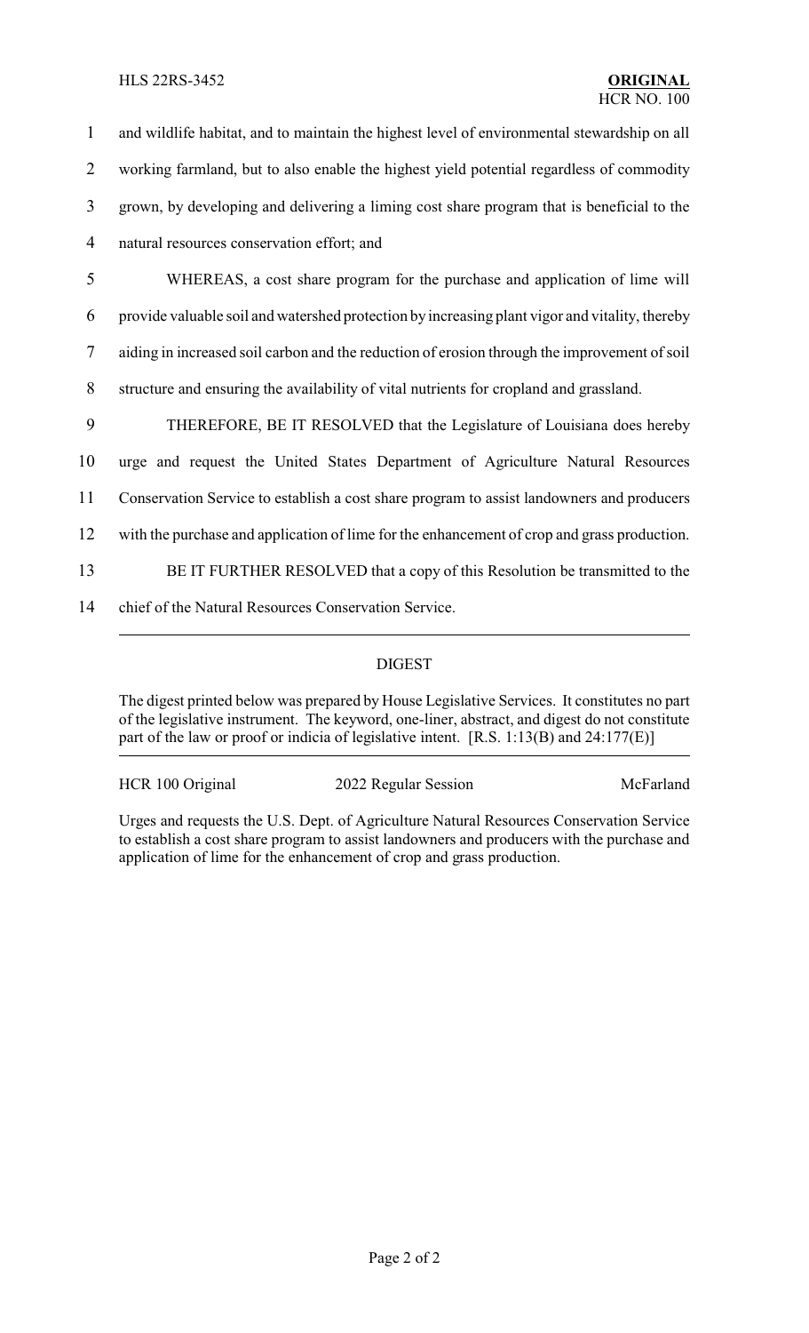and wildlife habitat, and to maintain the highest level of environmental stewardship on all working farmland, but to also enable the highest yield potential regardless of commodity grown, by developing and delivering a liming cost share program that is beneficial to the natural resources conservation effort; and

WHEREAS, a cost share program for the purchase and application of lime will provide valuable soil and watershed protection by increasing plant vigor and vitality, thereby aiding in increased soil carbon and the reduction of erosion through the improvement of soil structure and ensuring the availability of vital nutrients for cropland and grassland.

THEREFORE, BE IT RESOLVED that the Legislature of Louisiana does hereby urge and request the United States Department of Agriculture Natural Resources Conservation Service to establish a cost share program to assist landowners and producers with the purchase and application of lime for the enhancement of crop and grass production.

BE IT FURTHER RESOLVED that a copy of this Resolution be transmitted to the chief of the Natural Resources Conservation Service.

## DIGEST

The digest printed below was prepared by House Legislative Services. It constitutes no part of the legislative instrument. The keyword, one-liner, abstract, and digest do not constitute part of the law or proof or indicia of legislative intent. [R.S. 1:13(B) and 24:177(E)]

HCR 100 Original — 2022 Regular Session — McFarland

Urges and requests the U.S. Dept. of Agriculture Natural Resources Conservation Service to establish a cost share program to assist landowners and producers with the purchase and application of lime for the enhancement of crop and grass production.